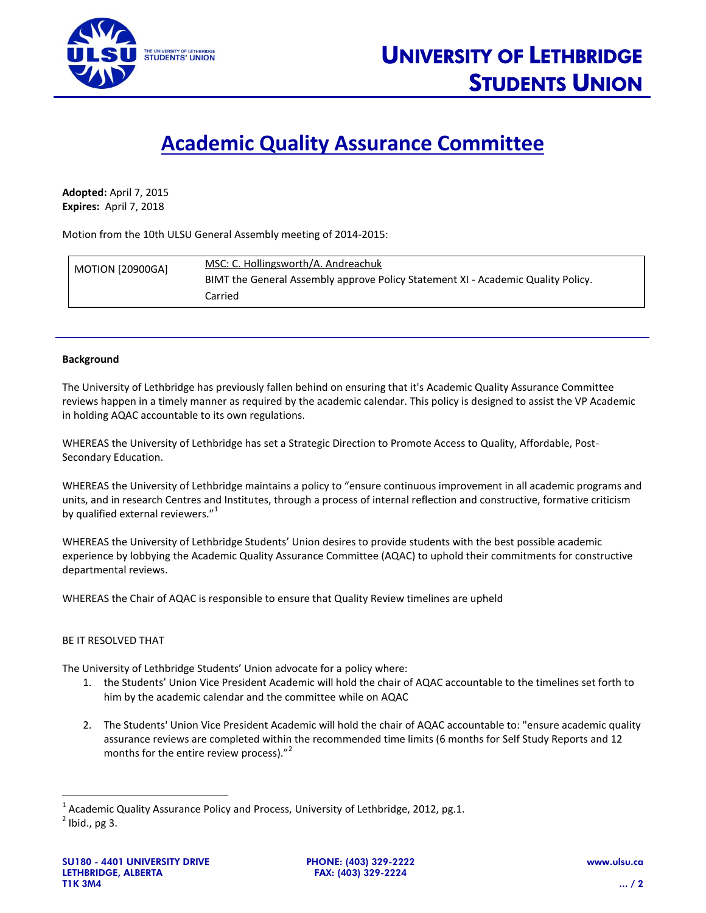# UNIVERSITY OF LETHBRIDGE STUDENTS UNION

## Academic Quality Assurance Committee

**Adopted:** April 7, 2015
**Expires:** April 7, 2018

Motion from the 10th ULSU General Assembly meeting of 2014-2015:

| MOTION [20900GA] | MSC: C. Hollingsworth/A. Andreachuk<br>BIMT the General Assembly approve Policy Statement XI - Academic Quality Policy.<br>Carried |
|---|---|

---

**Background**

The University of Lethbridge has previously fallen behind on ensuring that it's Academic Quality Assurance Committee reviews happen in a timely manner as required by the academic calendar. This policy is designed to assist the VP Academic in holding AQAC accountable to its own regulations.

WHEREAS the University of Lethbridge has set a Strategic Direction to Promote Access to Quality, Affordable, Post-Secondary Education.

WHEREAS the University of Lethbridge maintains a policy to "ensure continuous improvement in all academic programs and units, and in research Centres and Institutes, through a process of internal reflection and constructive, formative criticism by qualified external reviewers."[1]

WHEREAS the University of Lethbridge Students' Union desires to provide students with the best possible academic experience by lobbying the Academic Quality Assurance Committee (AQAC) to uphold their commitments for constructive departmental reviews.

WHEREAS the Chair of AQAC is responsible to ensure that Quality Review timelines are upheld

BE IT RESOLVED THAT

The University of Lethbridge Students' Union advocate for a policy where:

1. the Students' Union Vice President Academic will hold the chair of AQAC accountable to the timelines set forth to him by the academic calendar and the committee while on AQAC

2. The Students' Union Vice President Academic will hold the chair of AQAC accountable to: "ensure academic quality assurance reviews are completed within the recommended time limits (6 months for Self Study Reports and 12 months for the entire review process)."[2]

---

[1] Academic Quality Assurance Policy and Process, University of Lethbridge, 2012, pg.1.
[2] Ibid., pg 3.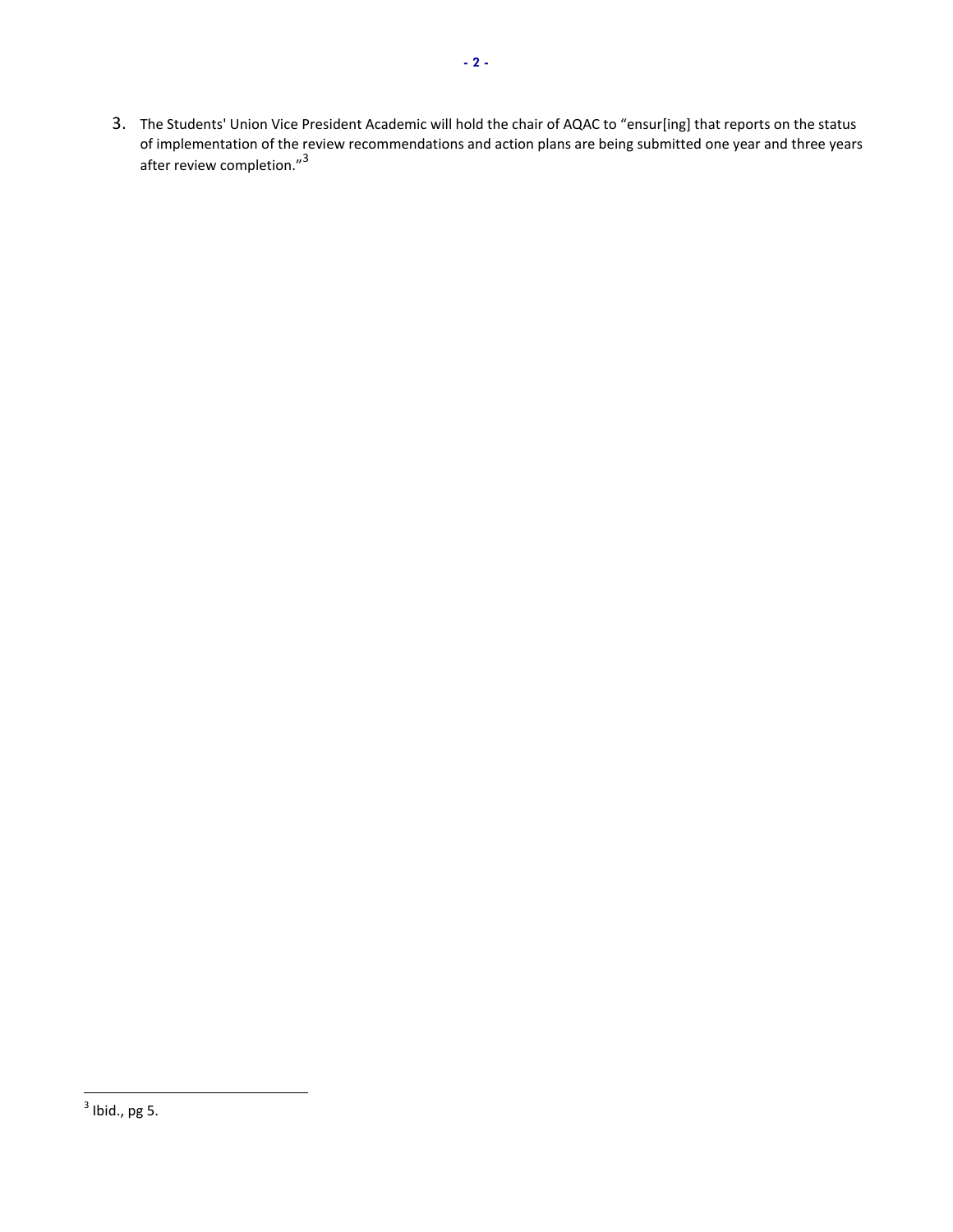3. The Students' Union Vice President Academic will hold the chair of AQAC to "ensur[ing] that reports on the status of implementation of the review recommendations and action plans are being submitted one year and three years after review completion."[3]

---

[3] Ibid., pg 5.